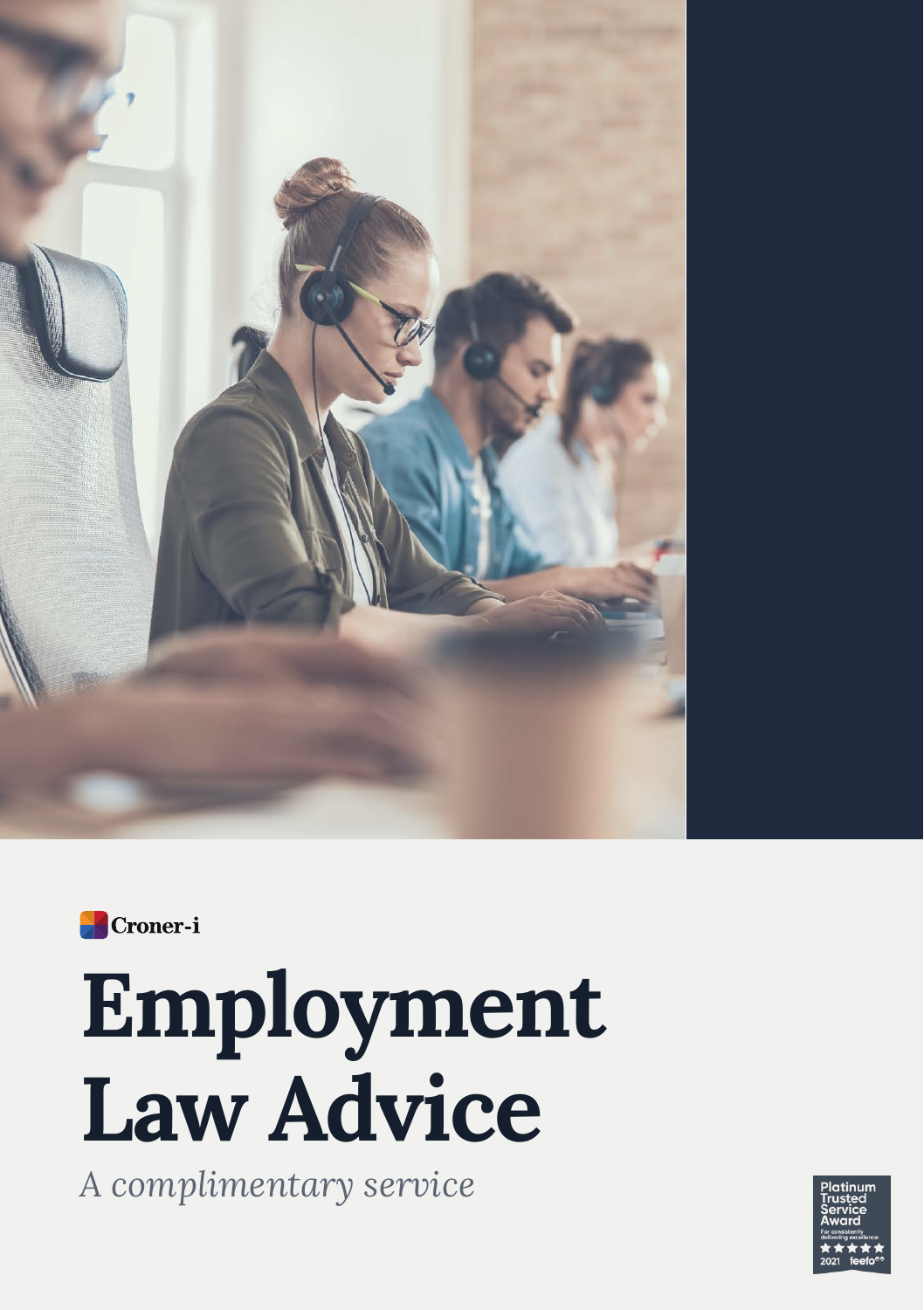Croner-i

# Employment Law Advice

*A complimentary service*

Platinum Trusted Service Award
For consistently delivering excellence
2021 feefo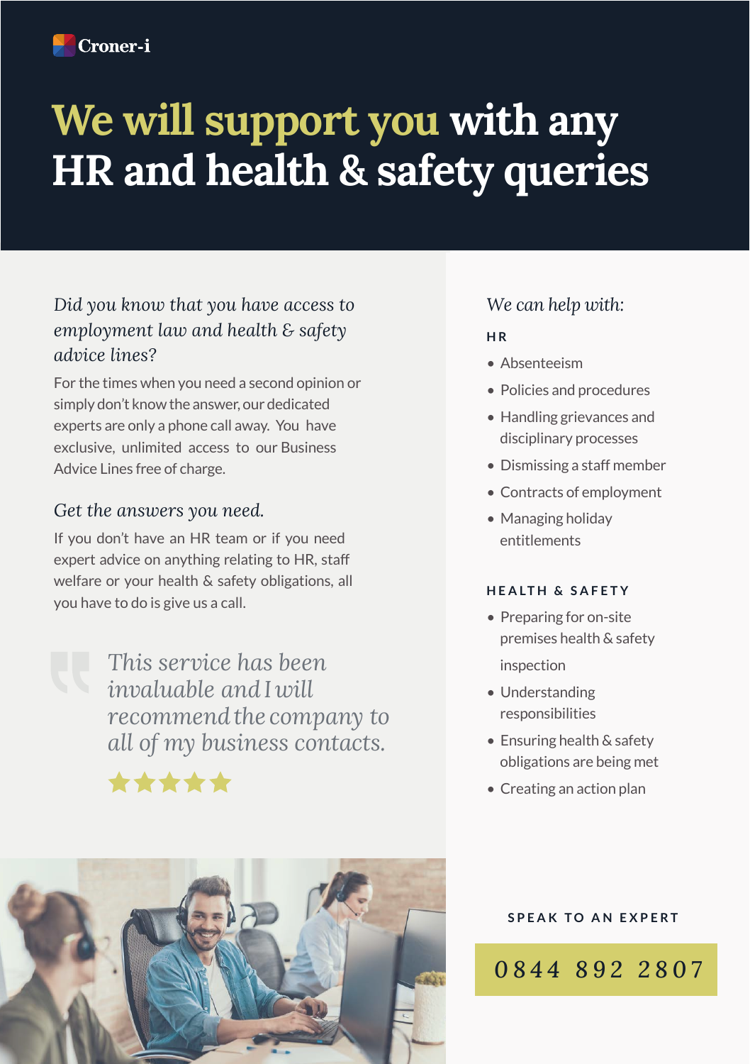Croner-i

# We will support you with any HR and health & safety queries

*Did you know that you have access to employment law and health & safety advice lines?*

For the times when you need a second opinion or simply don't know the answer, our dedicated experts are only a phone call away. You have exclusive, unlimited access to our Business Advice Lines free of charge.

*Get the answers you need.*

If you don't have an HR team or if you need expert advice on anything relating to HR, staff welfare or your health & safety obligations, all you have to do is give us a call.

> *This service has been invaluable and I will recommend the company to all of my business contacts.*
>
> ★★★★★

*We can help with:*

**HR**

- Absenteeism
- Policies and procedures
- Handling grievances and disciplinary processes
- Dismissing a staff member
- Contracts of employment
- Managing holiday entitlements

**HEALTH & SAFETY**

- Preparing for on-site premises health & safety inspection
- Understanding responsibilities
- Ensuring health & safety obligations are being met
- Creating an action plan

**SPEAK TO AN EXPERT**

**0844 892 2807**